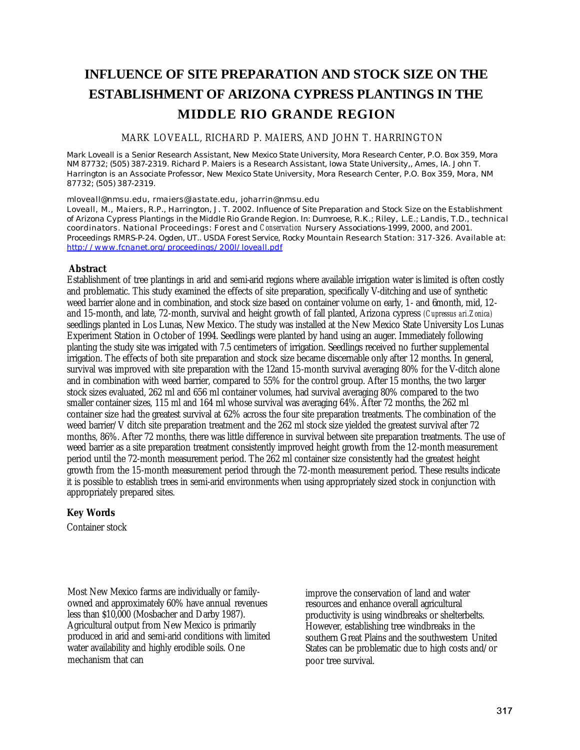# INFLUENCE OF SITE PREPARATION AND STOCK SIZE ON THE ESTABLISHMENT OF ARIZONA CYPRESS PLANTINGS IN THE MIDDLE RIO GRANDE REGION

MARK LOVEALL, RICHARD P. MAIERS, AND JOHN T. HARRINGTON

Mark Loveall is a Senior Research Assistant, New Mexico State University, Mora Research Center, P.O. Box 359, Mora NM 87732; (505) 387-2319. Richard P. Maiers is a Research Assistant, Iowa State University,, Ames, IA. John T. Harrington is an Associate Professor, New Mexico State University, Mora Research Center, P.O. Box 359, Mora, NM 87732; (505) 387-2319.

mloveall@nmsu.edu, rmaiers@iastate.edu, joharrin@nmsu.edu

Loveall, M., Maiers, R.P., Harrington, J. T. 2002. Influence of Site Preparation and Stock Size on the Establishment of Arizona Cypress Plantings in the Middle Rio Grande Region. In: Dumroese, R.K.; Riley, L.E.; Landis, T.D., technical coordinators. National Proceedings: Forest and *Conservation* Nursery Associations-1999, 2000, and 2001. Proceedings RMRS-P-24. Ogden, UT.. USDA Forest Service, Rocky Mountain Research Station: 317-326. Available at: http://www.fcnanet.org/proceedings/200l/loveall.pdf

## Abstract

Establishment of tree plantings in arid and semi-arid regions where available irrigation water is limited is often costly and problematic. This study examined the effects of site preparation, specifically V-ditching and use of synthetic weed barrier alone and in combination, and stock size based on container volume on early, 1- and 6month, mid, 12- and 15-month, and late, 72-month, survival and height growth of fall planted, Arizona cypress *(Cupressus ari.Zonica)* seedlings planted in Los Lunas, New Mexico. The study was installed at the New Mexico State University Los Lunas Experiment Station in October of 1994. Seedlings were planted by hand using an auger. Immediately following planting the study site was irrigated with 7.5 centimeters of irrigation. Seedlings received no further supplemental irrigation. The effects of both site preparation and stock size became discernable only after 12 months. In general, survival was improved with site preparation with the 12and 15-month survival averaging 80% for the V-ditch alone and in combination with weed barrier, compared to 55% for the control group. After 15 months, the two larger stock sizes evaluated, 262 ml and 656 ml container volumes, had survival averaging 80% compared to the two smaller container sizes, 115 ml and 164 ml whose survival was averaging 64%. After 72 months, the 262 ml container size had the greatest survival at 62% across the four site preparation treatments. The combination of the weed barrier/V ditch site preparation treatment and the 262 ml stock size yielded the greatest survival after 72 months, 86%. After 72 months, there was little difference in survival between site preparation treatments. The use of weed barrier as a site preparation treatment consistently improved height growth from the 12-month measurement period until the 72-month measurement period. The 262 ml container size consistently had the greatest height growth from the 15-month measurement period through the 72-month measurement period. These results indicate it is possible to establish trees in semi-arid environments when using appropriately sized stock in conjunction with appropriately prepared sites.

## Key Words

Container stock

Most New Mexico farms are individually or family-owned and approximately 60% have annual revenues less than $10,000 (Mosbacher and Darby 1987). Agricultural output from New Mexico is primarily produced in arid and semi-arid conditions with limited water availability and highly erodible soils. One mechanism that can improve the conservation of land and water resources and enhance overall agricultural productivity is using windbreaks or shelterbelts. However, establishing tree windbreaks in the southern Great Plains and the southwestern United States can be problematic due to high costs and/or poor tree survival.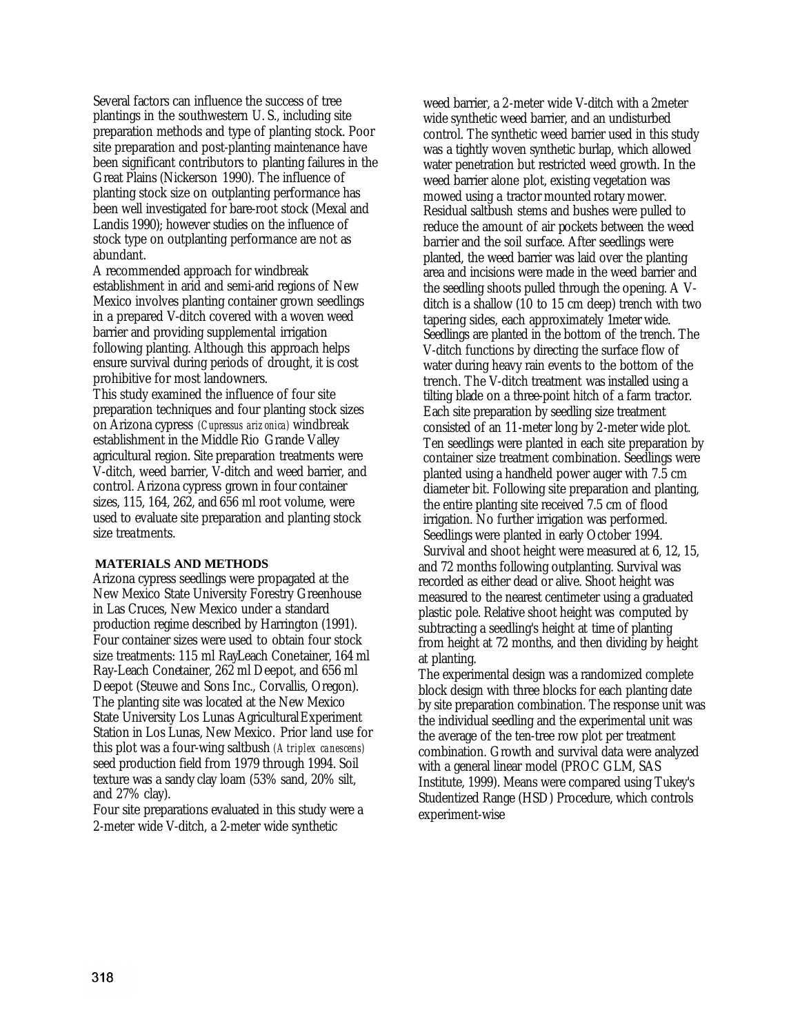Several factors can influence the success of tree plantings in the southwestern U. S., including site preparation methods and type of planting stock. Poor site preparation and post-planting maintenance have been significant contributors to planting failures in the Great Plains (Nickerson 1990). The influence of planting stock size on outplanting performance has been well investigated for bare-root stock (Mexal and Landis 1990); however studies on the influence of stock type on outplanting performance are not as abundant.

A recommended approach for windbreak establishment in arid and semi-arid regions of New Mexico involves planting container grown seedlings in a prepared V-ditch covered with a woven weed barrier and providing supplemental irrigation following planting. Although this approach helps ensure survival during periods of drought, it is cost prohibitive for most landowners.

This study examined the influence of four site preparation techniques and four planting stock sizes on Arizona cypress *(Cupressus arizonica)* windbreak establishment in the Middle Rio Grande Valley agricultural region. Site preparation treatments were V-ditch, weed barrier, V-ditch and weed barrier, and control. Arizona cypress grown in four container sizes, 115, 164, 262, and 656 ml root volume, were used to evaluate site preparation and planting stock size treatments.

## MATERIALS AND METHODS

Arizona cypress seedlings were propagated at the New Mexico State University Forestry Greenhouse in Las Cruces, New Mexico under a standard production regime described by Harrington (1991). Four container sizes were used to obtain four stock size treatments: 115 ml RayLeach Conetainer, 164 ml Ray-Leach Conetainer, 262 ml Deepot, and 656 ml Deepot (Steuwe and Sons Inc., Corvallis, Oregon). The planting site was located at the New Mexico State University Los Lunas Agricultural Experiment Station in Los Lunas, New Mexico. Prior land use for this plot was a four-wing saltbush *(Atriplex canescens)* seed production field from 1979 through 1994. Soil texture was a sandy clay loam (53% sand, 20% silt, and 27% clay).

Four site preparations evaluated in this study were a 2-meter wide V-ditch, a 2-meter wide synthetic weed barrier, a 2-meter wide V-ditch with a 2meter wide synthetic weed barrier, and an undisturbed control. The synthetic weed barrier used in this study was a tightly woven synthetic burlap, which allowed water penetration but restricted weed growth. In the weed barrier alone plot, existing vegetation was mowed using a tractor mounted rotary mower. Residual saltbush stems and bushes were pulled to reduce the amount of air pockets between the weed barrier and the soil surface. After seedlings were planted, the weed barrier was laid over the planting area and incisions were made in the weed barrier and the seedling shoots pulled through the opening. A V-ditch is a shallow (10 to 15 cm deep) trench with two tapering sides, each approximately 1meter wide. Seedlings are planted in the bottom of the trench. The V-ditch functions by directing the surface flow of water during heavy rain events to the bottom of the trench. The V-ditch treatment was installed using a tilting blade on a three-point hitch of a farm tractor. Each site preparation by seedling size treatment consisted of an 11-meter long by 2-meter wide plot. Ten seedlings were planted in each site preparation by container size treatment combination. Seedlings were planted using a handheld power auger with 7.5 cm diameter bit. Following site preparation and planting, the entire planting site received 7.5 cm of flood irrigation. No further irrigation was performed. Seedlings were planted in early October 1994.

Survival and shoot height were measured at 6, 12, 15, and 72 months following outplanting. Survival was recorded as either dead or alive. Shoot height was measured to the nearest centimeter using a graduated plastic pole. Relative shoot height was computed by subtracting a seedling's height at time of planting from height at 72 months, and then dividing by height at planting.

The experimental design was a randomized complete block design with three blocks for each planting date by site preparation combination. The response unit was the individual seedling and the experimental unit was the average of the ten-tree row plot per treatment combination. Growth and survival data were analyzed with a general linear model (PROC GLM, SAS Institute, 1999). Means were compared using Tukey's Studentized Range (HSD) Procedure, which controls experiment-wise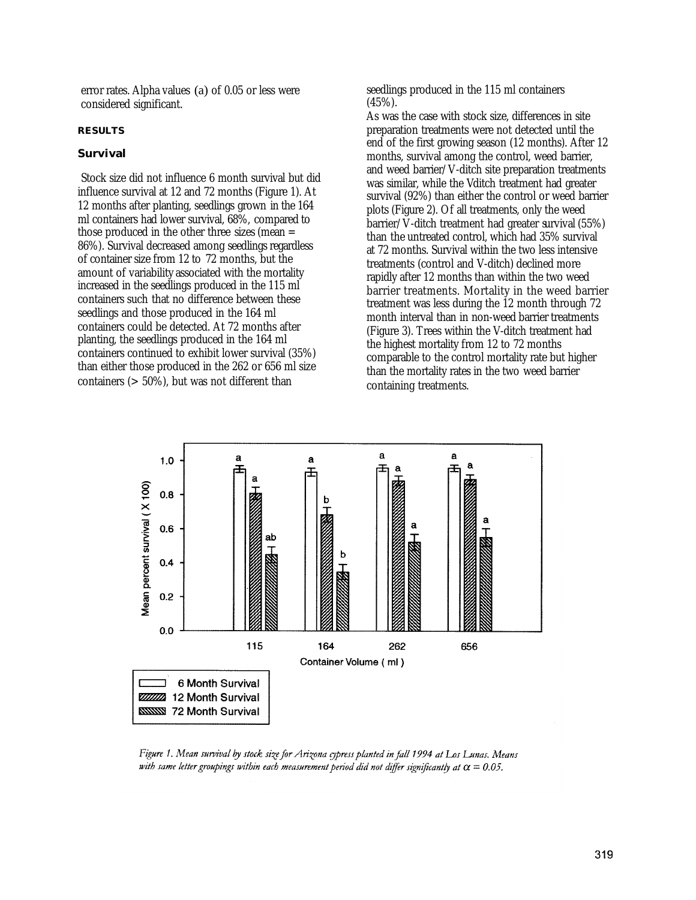error rates. Alpha values (a) of 0.05 or less were considered significant.

## RESULTS

### Survival

Stock size did not influence 6 month survival but did influence survival at 12 and 72 months (Figure 1). At 12 months after planting, seedlings grown in the 164 ml containers had lower survival, 68%, compared to those produced in the other three sizes (mean = 86%). Survival decreased among seedlings regardless of container size from 12 to 72 months, but the amount of variability associated with the mortality increased in the seedlings produced in the 115 ml containers such that no difference between these seedlings and those produced in the 164 ml containers could be detected. At 72 months after planting, the seedlings produced in the 164 ml containers continued to exhibit lower survival (35%) than either those produced in the 262 or 656 ml size containers (> 50%), but was not different than seedlings produced in the 115 ml containers (45%).

As was the case with stock size, differences in site preparation treatments were not detected until the end of the first growing season (12 months). After 12 months, survival among the control, weed barrier, and weed barrier/V-ditch site preparation treatments was similar, while the Vditch treatment had greater survival (92%) than either the control or weed barrier plots (Figure 2). Of all treatments, only the weed barrier/V-ditch treatment had greater survival (55%) than the untreated control, which had 35% survival at 72 months. Survival within the two less intensive treatments (control and V-ditch) declined more rapidly after 12 months than within the two weed barrier treatments. Mortality in the weed barrier treatment was less during the 12 month through 72 month interval than in non-weed barrier treatments (Figure 3). Trees within the V-ditch treatment had the highest mortality from 12 to 72 months comparable to the control mortality rate but higher than the mortality rates in the two weed barrier containing treatments.

*Figure 1. Mean survival by stock size for Arizona cypress planted in fall 1994 at Los Lunas. Means with same letter groupings within each measurement period did not differ significantly at $\alpha = 0.05$.*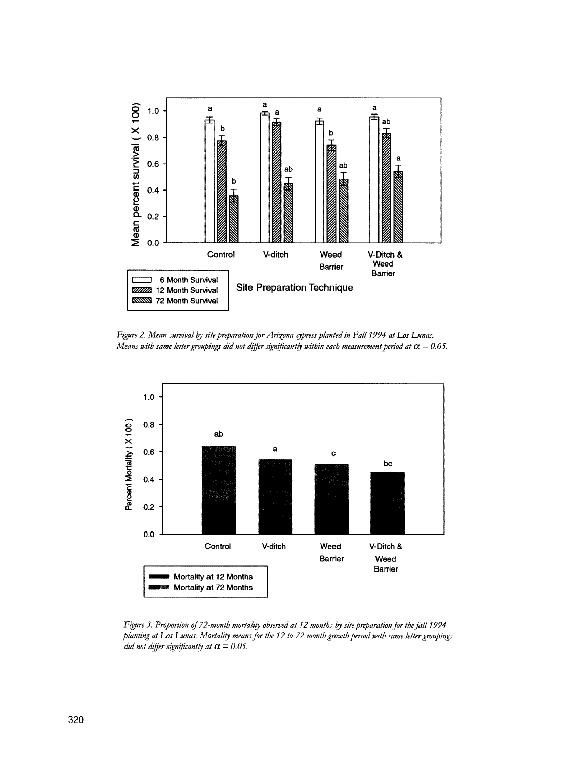*Figure 2. Mean survival by site preparation for Arizona cypress planted in Fall 1994 at Los Lunas. Means with same letter groupings did not differ significantly within each measurement period at $\alpha = 0.05$.*

*Figure 3. Proportion of 72-month mortality observed at 12 months by site preparation for the fall 1994 planting at Los Lunas. Mortality means for the 12 to 72 month growth period with same letter groupings did not differ significantly at $\alpha = 0.05$.*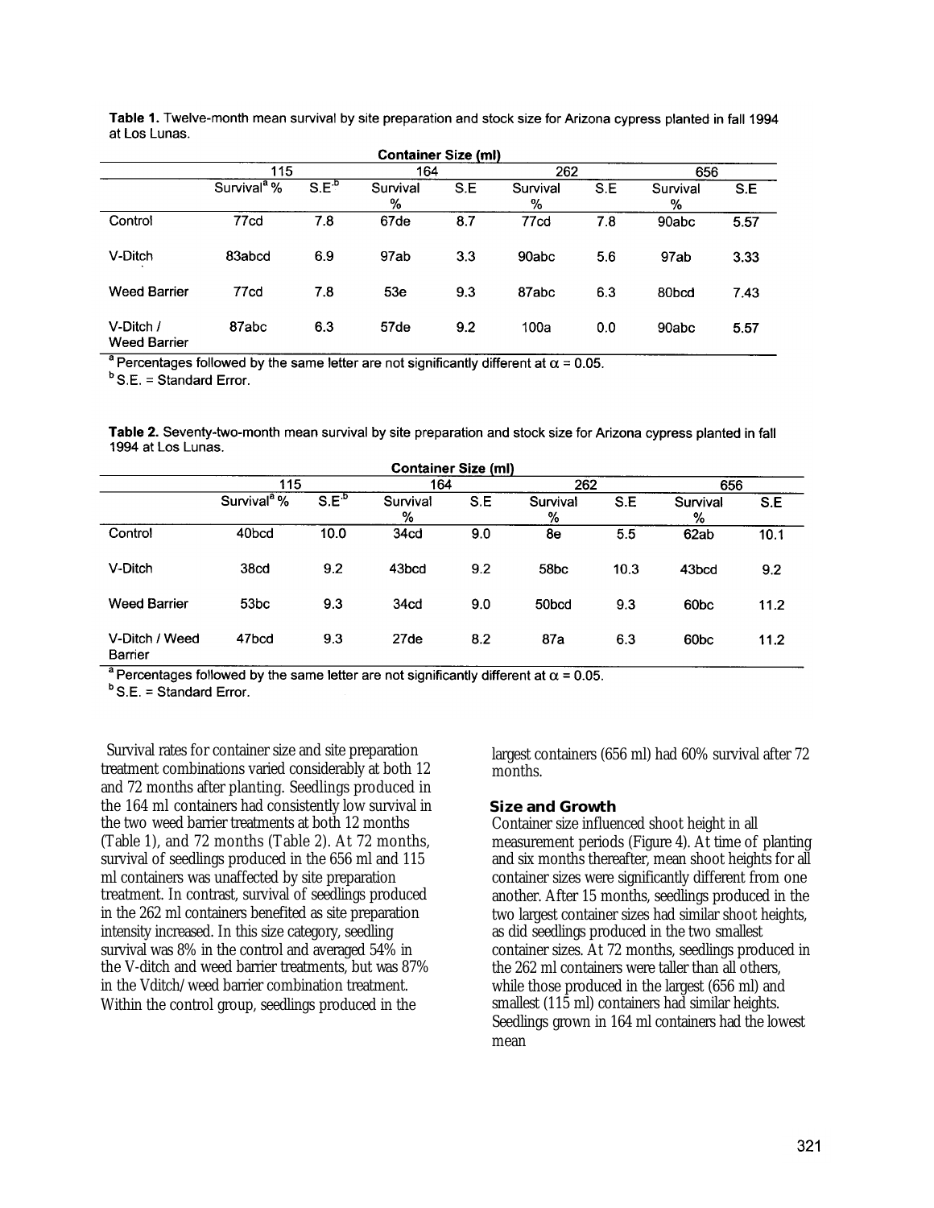**Table 1.** Twelve-month mean survival by site preparation and stock size for Arizona cypress planted in fall 1994 at Los Lunas.

| | Container Size (ml) | | | | | | | |
|---|---|---|---|---|---|---|---|---|
| | 115 | | 164 | | 262 | | 656 | |
| | Survival[a] % | S.E.[b] | Survival % | S.E | Survival % | S.E | Survival % | S.E |
| Control | 77cd | 7.8 | 67de | 8.7 | 77cd | 7.8 | 90abc | 5.57 |
| V-Ditch | 83abcd | 6.9 | 97ab | 3.3 | 90abc | 5.6 | 97ab | 3.33 |
| Weed Barrier | 77cd | 7.8 | 53e | 9.3 | 87abc | 6.3 | 80bcd | 7.43 |
| V-Ditch / Weed Barrier | 87abc | 6.3 | 57de | 9.2 | 100a | 0.0 | 90abc | 5.57 |

[a] Percentages followed by the same letter are not significantly different at $\alpha = 0.05$.
[b] S.E. = Standard Error.

**Table 2.** Seventy-two-month mean survival by site preparation and stock size for Arizona cypress planted in fall 1994 at Los Lunas.

| | Container Size (ml) | | | | | | | |
|---|---|---|---|---|---|---|---|---|
| | 115 | | 164 | | 262 | | 656 | |
| | Survival[a] % | S.E.[b] | Survival % | S.E | Survival % | S.E | Survival % | S.E |
| Control | 40bcd | 10.0 | 34cd | 9.0 | 8e | 5.5 | 62ab | 10.1 |
| V-Ditch | 38cd | 9.2 | 43bcd | 9.2 | 58bc | 10.3 | 43bcd | 9.2 |
| Weed Barrier | 53bc | 9.3 | 34cd | 9.0 | 50bcd | 9.3 | 60bc | 11.2 |
| V-Ditch / Weed Barrier | 47bcd | 9.3 | 27de | 8.2 | 87a | 6.3 | 60bc | 11.2 |

[a] Percentages followed by the same letter are not significantly different at $\alpha = 0.05$.
[b] S.E. = Standard Error.

Survival rates for container size and site preparation treatment combinations varied considerably at both 12 and 72 months after planting. Seedlings produced in the 164 ml containers had consistently low survival in the two weed barrier treatments at both 12 months (Table 1), and 72 months (Table 2). At 72 months, survival of seedlings produced in the 656 ml and 115 ml containers was unaffected by site preparation treatment. In contrast, survival of seedlings produced in the 262 ml containers benefited as site preparation intensity increased. In this size category, seedling survival was 8% in the control and averaged 54% in the V-ditch and weed barrier treatments, but was 87% in the Vditch/weed barrier combination treatment. Within the control group, seedlings produced in the largest containers (656 ml) had 60% survival after 72 months.

### Size and Growth

Container size influenced shoot height in all measurement periods (Figure 4). At time of planting and six months thereafter, mean shoot heights for all container sizes were significantly different from one another. After 15 months, seedlings produced in the two largest container sizes had similar shoot heights, as did seedlings produced in the two smallest container sizes. At 72 months, seedlings produced in the 262 ml containers were taller than all others, while those produced in the largest (656 ml) and smallest (115 ml) containers had similar heights. Seedlings grown in 164 ml containers had the lowest mean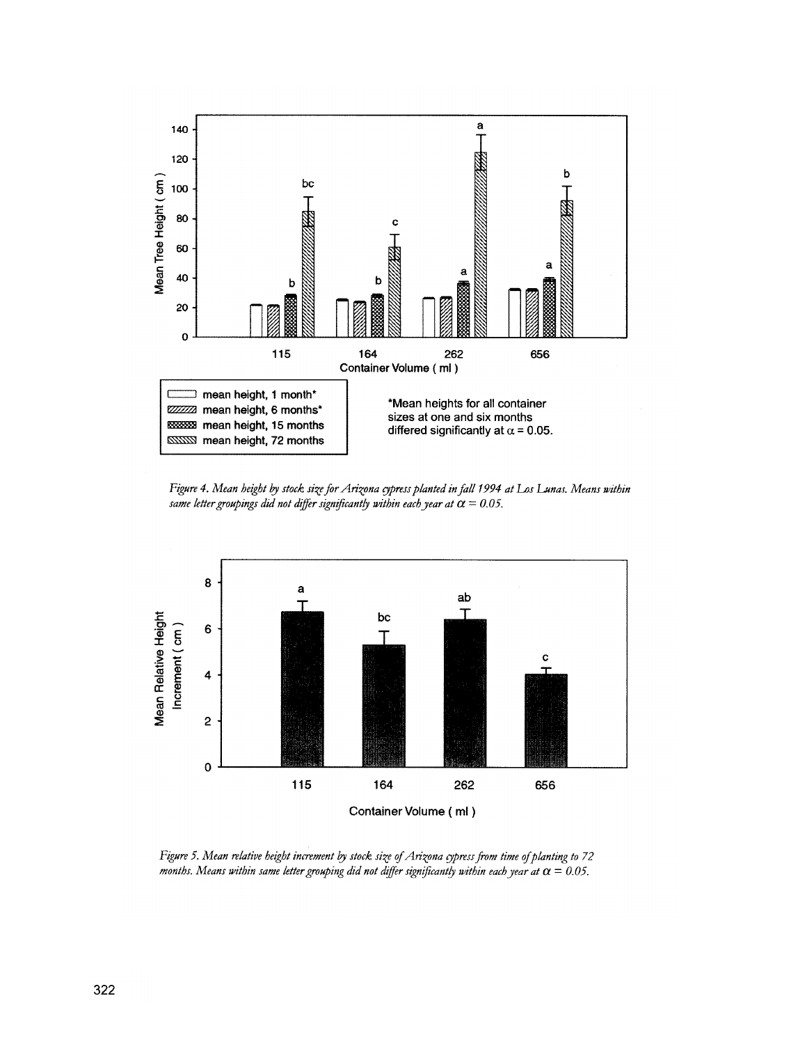Figure 4. Mean height by stock size for Arizona cypress planted in fall 1994 at Los Lunas. Means within same letter groupings did not differ significantly within each year at $\alpha = 0.05$.

Figure 5. Mean relative height increment by stock size of Arizona cypress from time of planting to 72 months. Means within same letter grouping did not differ significantly within each year at $\alpha = 0.05$.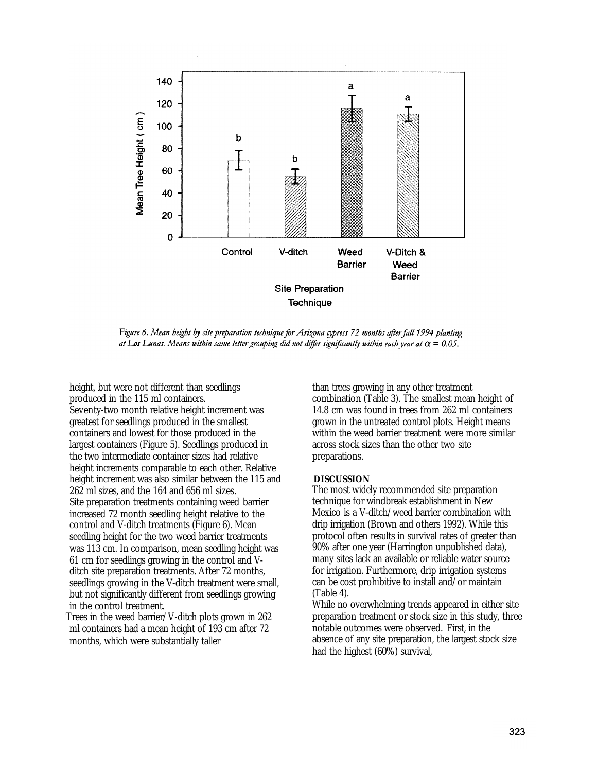*Figure 6. Mean height by site preparation technique for Arizona cypress 72 months after fall 1994 planting at Los Lunas. Means within same letter grouping did not differ significantly within each year at $\alpha = 0.05$.*

height, but were not different than seedlings produced in the 115 ml containers.

Seventy-two month relative height increment was greatest for seedlings produced in the smallest containers and lowest for those produced in the largest containers (Figure 5). Seedlings produced in the two intermediate container sizes had relative height increments comparable to each other. Relative height increment was also similar between the 115 and 262 ml sizes, and the 164 and 656 ml sizes.

Site preparation treatments containing weed barrier increased 72 month seedling height relative to the control and V-ditch treatments (Figure 6). Mean seedling height for the two weed barrier treatments was 113 cm. In comparison, mean seedling height was 61 cm for seedlings growing in the control and V-ditch site preparation treatments. After 72 months, seedlings growing in the V-ditch treatment were small, but not significantly different from seedlings growing in the control treatment.

Trees in the weed barrier/V-ditch plots grown in 262 ml containers had a mean height of 193 cm after 72 months, which were substantially taller than trees growing in any other treatment combination (Table 3). The smallest mean height of 14.8 cm was found in trees from 262 ml containers grown in the untreated control plots. Height means within the weed barrier treatment were more similar across stock sizes than the other two site preparations.

## DISCUSSION

The most widely recommended site preparation technique for windbreak establishment in New Mexico is a V-ditch/weed barrier combination with drip irrigation (Brown and others 1992). While this protocol often results in survival rates of greater than 90% after one year (Harrington unpublished data), many sites lack an available or reliable water source for irrigation. Furthermore, drip irrigation systems can be cost prohibitive to install and/or maintain (Table 4).

While no overwhelming trends appeared in either site preparation treatment or stock size in this study, three notable outcomes were observed. First, in the absence of any site preparation, the largest stock size had the highest (60%) survival,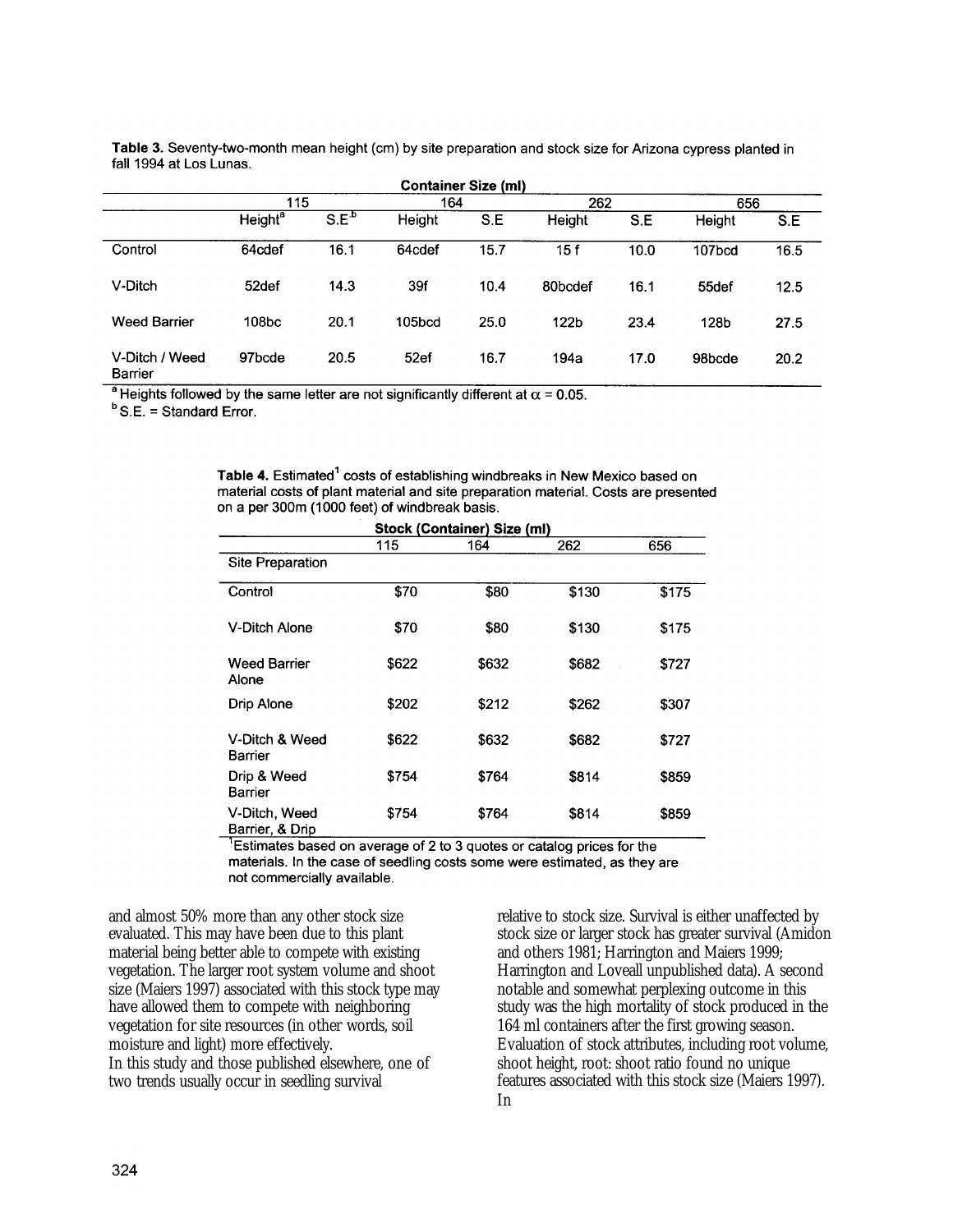**Table 3.** Seventy-two-month mean height (cm) by site preparation and stock size for Arizona cypress planted in fall 1994 at Los Lunas.

| | Container Size (ml) | | | | | | | |
|---|---|---|---|---|---|---|---|---|
| | 115 | | 164 | | 262 | | 656 | |
| | Height[a] | S.E[b] | Height | S.E | Height | S.E | Height | S.E |
| Control | 64cdef | 16.1 | 64cdef | 15.7 | 15 f | 10.0 | 107bcd | 16.5 |
| V-Ditch | 52def | 14.3 | 39f | 10.4 | 80bcdef | 16.1 | 55def | 12.5 |
| Weed Barrier | 108bc | 20.1 | 105bcd | 25.0 | 122b | 23.4 | 128b | 27.5 |
| V-Ditch / Weed Barrier | 97bcde | 20.5 | 52ef | 16.7 | 194a | 17.0 | 98bcde | 20.2 |

[a] Heights followed by the same letter are not significantly different at $\alpha = 0.05$.
[b] S.E. = Standard Error.

**Table 4.** Estimated[1] costs of establishing windbreaks in New Mexico based on material costs of plant material and site preparation material. Costs are presented on a per 300m (1000 feet) of windbreak basis.

| | Stock (Container) Size (ml) | | | |
|---|---|---|---|---|
| | 115 | 164 | 262 | 656 |
| Site Preparation | | | | |
| Control | $70 | $80 | $130 | $175 |
| V-Ditch Alone | $70 | $80 | $130 | $175 |
| Weed Barrier Alone | $622 | $632 | $682 | $727 |
| Drip Alone | $202 | $212 | $262 | $307 |
| V-Ditch & Weed Barrier | $622 | $632 | $682 | $727 |
| Drip & Weed Barrier | $754 | $764 | $814 | $859 |
| V-Ditch, Weed Barrier, & Drip | $754 | $764 | $814 | $859 |

[1]Estimates based on average of 2 to 3 quotes or catalog prices for the materials. In the case of seedling costs some were estimated, as they are not commercially available.

and almost 50% more than any other stock size evaluated. This may have been due to this plant material being better able to compete with existing vegetation. The larger root system volume and shoot size (Maiers 1997) associated with this stock type may have allowed them to compete with neighboring vegetation for site resources (in other words, soil moisture and light) more effectively.

In this study and those published elsewhere, one of two trends usually occur in seedling survival relative to stock size. Survival is either unaffected by stock size or larger stock has greater survival (Amidon and others 1981; Harrington and Maiers 1999; Harrington and Loveall unpublished data). A second notable and somewhat perplexing outcome in this study was the high mortality of stock produced in the 164 ml containers after the first growing season. Evaluation of stock attributes, including root volume, shoot height, root: shoot ratio found no unique features associated with this stock size (Maiers 1997). In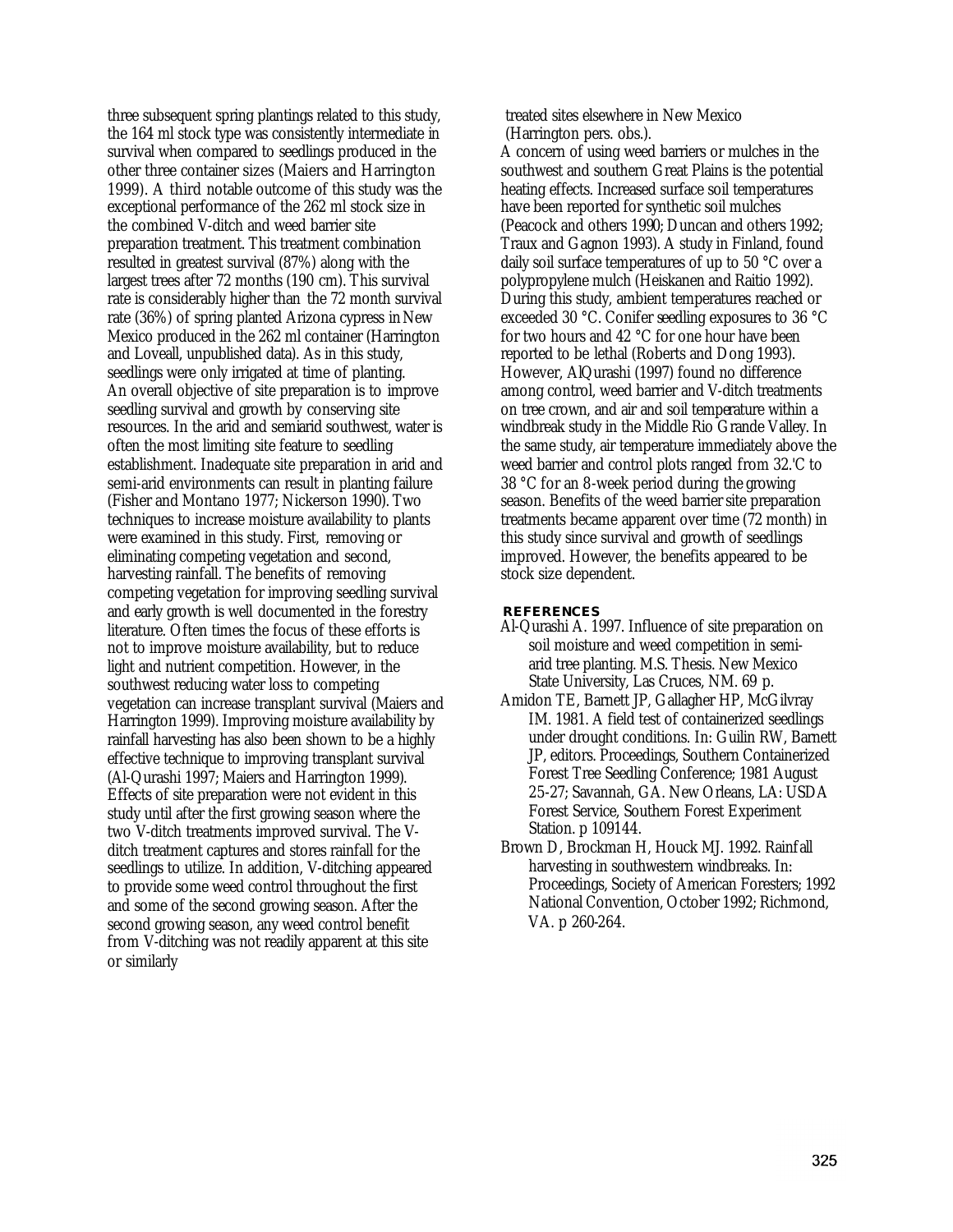three subsequent spring plantings related to this study, the 164 ml stock type was consistently intermediate in survival when compared to seedlings produced in the other three container sizes (Maiers and Harrington 1999). A third notable outcome of this study was the exceptional performance of the 262 ml stock size in the combined V-ditch and weed barrier site preparation treatment. This treatment combination resulted in greatest survival (87%) along with the largest trees after 72 months (190 cm). This survival rate is considerably higher than the 72 month survival rate (36%) of spring planted Arizona cypress in New Mexico produced in the 262 ml container (Harrington and Loveall, unpublished data). As in this study, seedlings were only irrigated at time of planting.

An overall objective of site preparation is to improve seedling survival and growth by conserving site resources. In the arid and semiarid southwest, water is often the most limiting site feature to seedling establishment. Inadequate site preparation in arid and semi-arid environments can result in planting failure (Fisher and Montano 1977; Nickerson 1990). Two techniques to increase moisture availability to plants were examined in this study. First, removing or eliminating competing vegetation and second, harvesting rainfall. The benefits of removing competing vegetation for improving seedling survival and early growth is well documented in the forestry literature. Often times the focus of these efforts is not to improve moisture availability, but to reduce light and nutrient competition. However, in the southwest reducing water loss to competing vegetation can increase transplant survival (Maiers and Harrington 1999). Improving moisture availability by rainfall harvesting has also been shown to be a highly effective technique to improving transplant survival (Al-Qurashi 1997; Maiers and Harrington 1999). Effects of site preparation were not evident in this study until after the first growing season where the two V-ditch treatments improved survival. The V-ditch treatment captures and stores rainfall for the seedlings to utilize. In addition, V-ditching appeared to provide some weed control throughout the first and some of the second growing season. After the second growing season, any weed control benefit from V-ditching was not readily apparent at this site or similarly treated sites elsewhere in New Mexico (Harrington pers. obs.).

A concern of using weed barriers or mulches in the southwest and southern Great Plains is the potential heating effects. Increased surface soil temperatures have been reported for synthetic soil mulches (Peacock and others 1990; Duncan and others 1992; Traux and Gagnon 1993). A study in Finland, found daily soil surface temperatures of up to 50 °C over a polypropylene mulch (Heiskanen and Raitio 1992). During this study, ambient temperatures reached or exceeded 30 °C. Conifer seedling exposures to 36 °C for two hours and 42 °C for one hour have been reported to be lethal (Roberts and Dong 1993). However, AlQurashi (1997) found no difference among control, weed barrier and V-ditch treatments on tree crown, and air and soil temperature within a windbreak study in the Middle Rio Grande Valley. In the same study, air temperature immediately above the weed barrier and control plots ranged from 32.'C to 38 °C for an 8-week period during the growing season. Benefits of the weed barrier site preparation treatments became apparent over time (72 month) in this study since survival and growth of seedlings improved. However, the benefits appeared to be stock size dependent.

## REFERENCES

Al-Qurashi A. 1997. Influence of site preparation on soil moisture and weed competition in semi-arid tree planting. M.S. Thesis. New Mexico State University, Las Cruces, NM. 69 p.

Amidon TE, Barnett JP, Gallagher HP, McGilvray IM. 1981. A field test of containerized seedlings under drought conditions. In: Guilin RW, Barnett JP, editors. Proceedings, Southern Containerized Forest Tree Seedling Conference; 1981 August 25-27; Savannah, GA. New Orleans, LA: USDA Forest Service, Southern Forest Experiment Station. p 109144.

Brown D, Brockman H, Houck MJ. 1992. Rainfall harvesting in southwestern windbreaks. In: Proceedings, Society of American Foresters; 1992 National Convention, October 1992; Richmond, VA. p 260-264.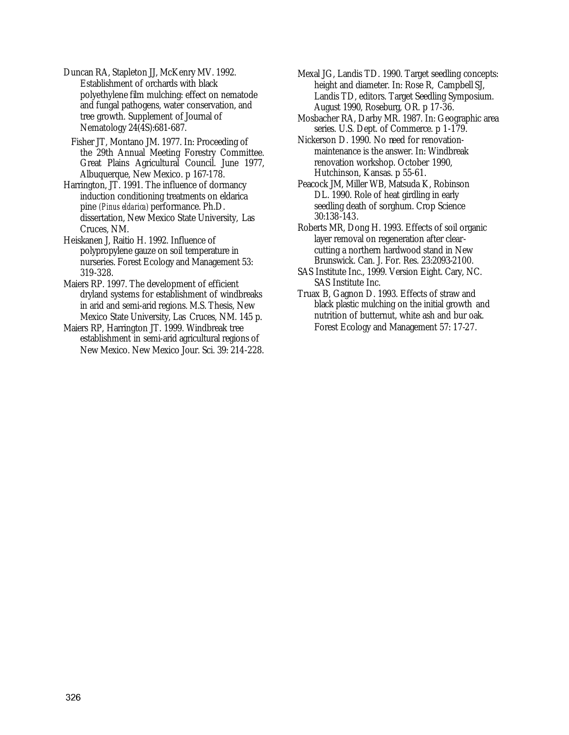Duncan RA, Stapleton JJ, McKenry MV. 1992. Establishment of orchards with black polyethylene film mulching: effect on nematode and fungal pathogens, water conservation, and tree growth. Supplement of Journal of Nematology 24(4S):681-687.

Fisher JT, Montano JM. 1977. In: Proceeding of the 29th Annual Meeting Forestry Committee. Great Plains Agricultural Council. June 1977, Albuquerque, New Mexico. p 167-178.

Harrington, JT. 1991. The influence of dormancy induction conditioning treatments on eldarica pine *(Pinus eldarica)* performance. Ph.D. dissertation, New Mexico State University, Las Cruces, NM.

Heiskanen J, Raitio H. 1992. Influence of polypropylene gauze on soil temperature in nurseries. Forest Ecology and Management 53: 319-328.

Maiers RP. 1997. The development of efficient dryland systems for establishment of windbreaks in arid and semi-arid regions. M.S. Thesis, New Mexico State University, Las Cruces, NM. 145 p.

Maiers RP, Harrington JT. 1999. Windbreak tree establishment in semi-arid agricultural regions of New Mexico. New Mexico Jour. Sci. 39: 214-228.

Mexal JG, Landis TD. 1990. Target seedling concepts: height and diameter. In: Rose R, Campbell SJ, Landis TD, editors. Target Seedling Symposium. August 1990, Roseburg, OR. p 17-36.

Mosbacher RA, Darby MR. 1987. In: Geographic area series. U.S. Dept. of Commerce. p 1-179.

Nickerson D. 1990. No need for renovation-maintenance is the answer. In: Windbreak renovation workshop. October 1990, Hutchinson, Kansas. p 55-61.

Peacock JM, Miller WB, Matsuda K, Robinson DL. 1990. Role of heat girdling in early seedling death of sorghum. Crop Science 30:138-143.

Roberts MR, Dong H. 1993. Effects of soil organic layer removal on regeneration after clear-cutting a northern hardwood stand in New Brunswick. Can. J. For. Res. 23:2093-2100.

SAS Institute Inc., 1999. Version Eight. Cary, NC. SAS Institute Inc.

Truax B, Gagnon D. 1993. Effects of straw and black plastic mulching on the initial growth and nutrition of butternut, white ash and bur oak. Forest Ecology and Management 57: 17-27.